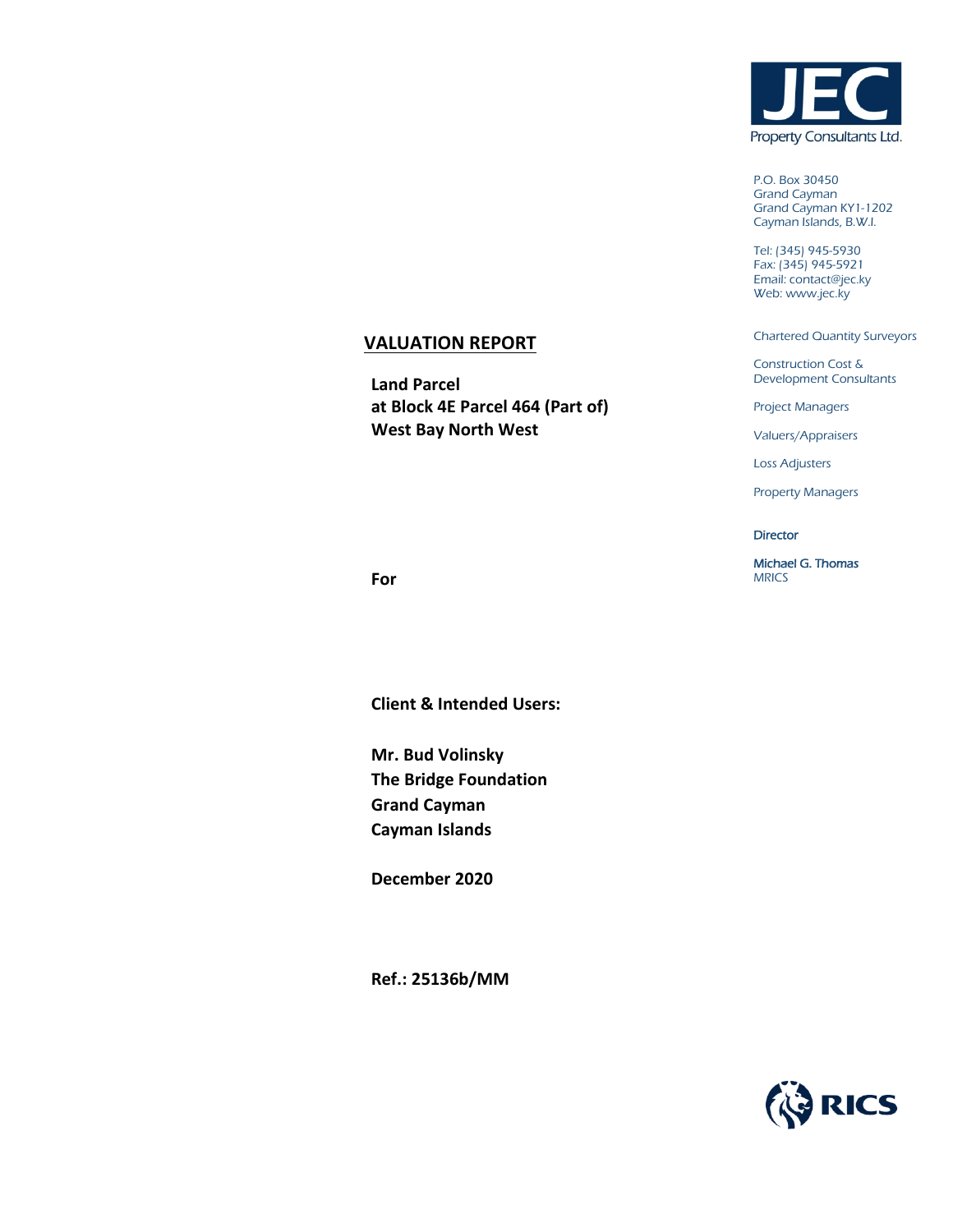JEC Property Consultants Ltd.

P.O. Box 30450
Grand Cayman
Grand Cayman KY1-1202
Cayman Islands, B.W.I.

Tel: (345) 945-5930
Fax: (345) 945-5921
Email: contact@jec.ky
Web: www.jec.ky

Chartered Quantity Surveyors

Construction Cost & Development Consultants

Project Managers

Valuers/Appraisers

Loss Adjusters

Property Managers

Director

Michael G. Thomas
MRICS

# VALUATION REPORT

**Land Parcel**
**at Block 4E Parcel 464 (Part of)**
**West Bay North West**

**For**

**Client & Intended Users:**

**Mr. Bud Volinsky**
**The Bridge Foundation**
**Grand Cayman**
**Cayman Islands**

**December 2020**

**Ref.: 25136b/MM**

RICS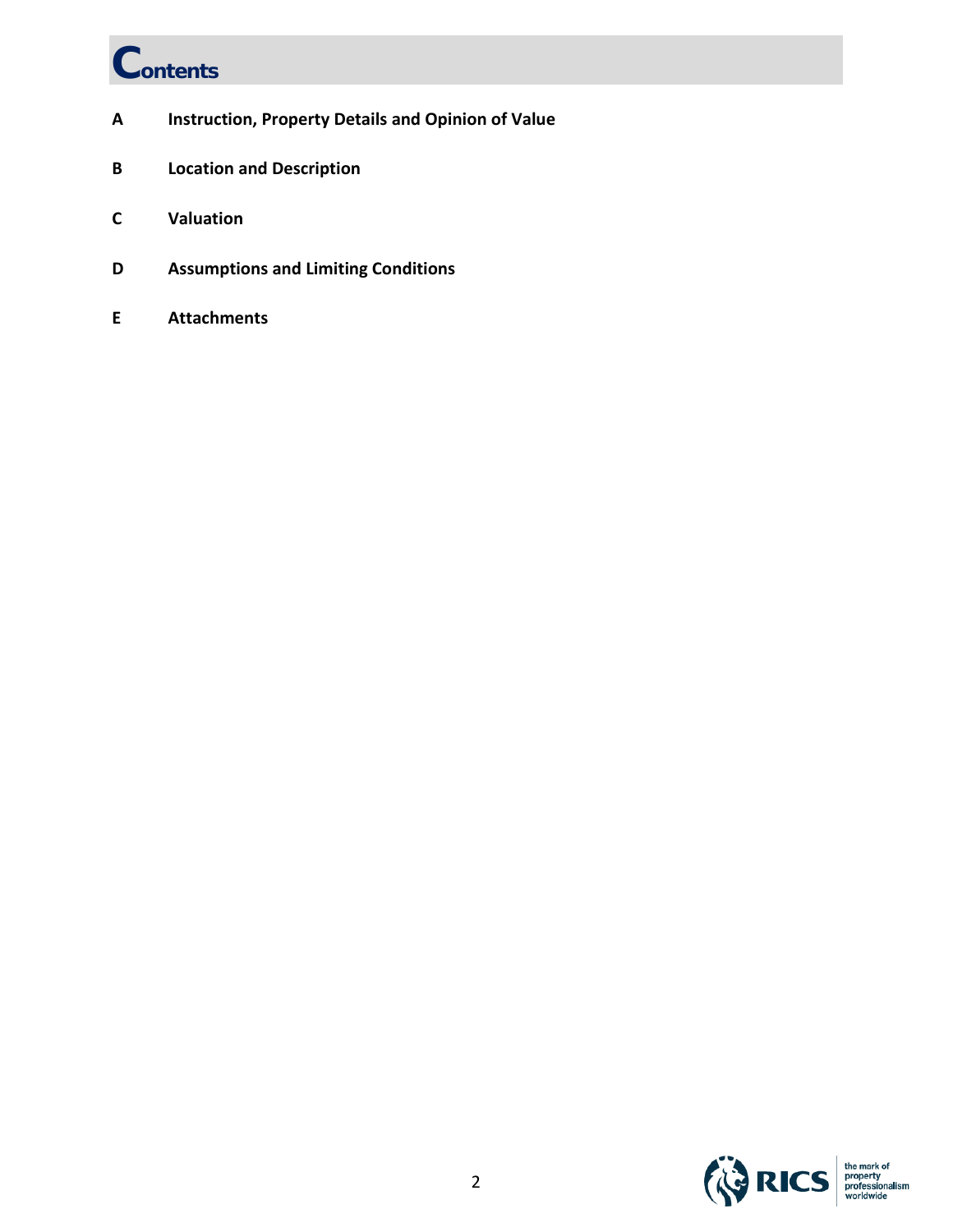# Contents

**A** **Instruction, Property Details and Opinion of Value**

**B** **Location and Description**

**C** **Valuation**

**D** **Assumptions and Limiting Conditions**

**E** **Attachments**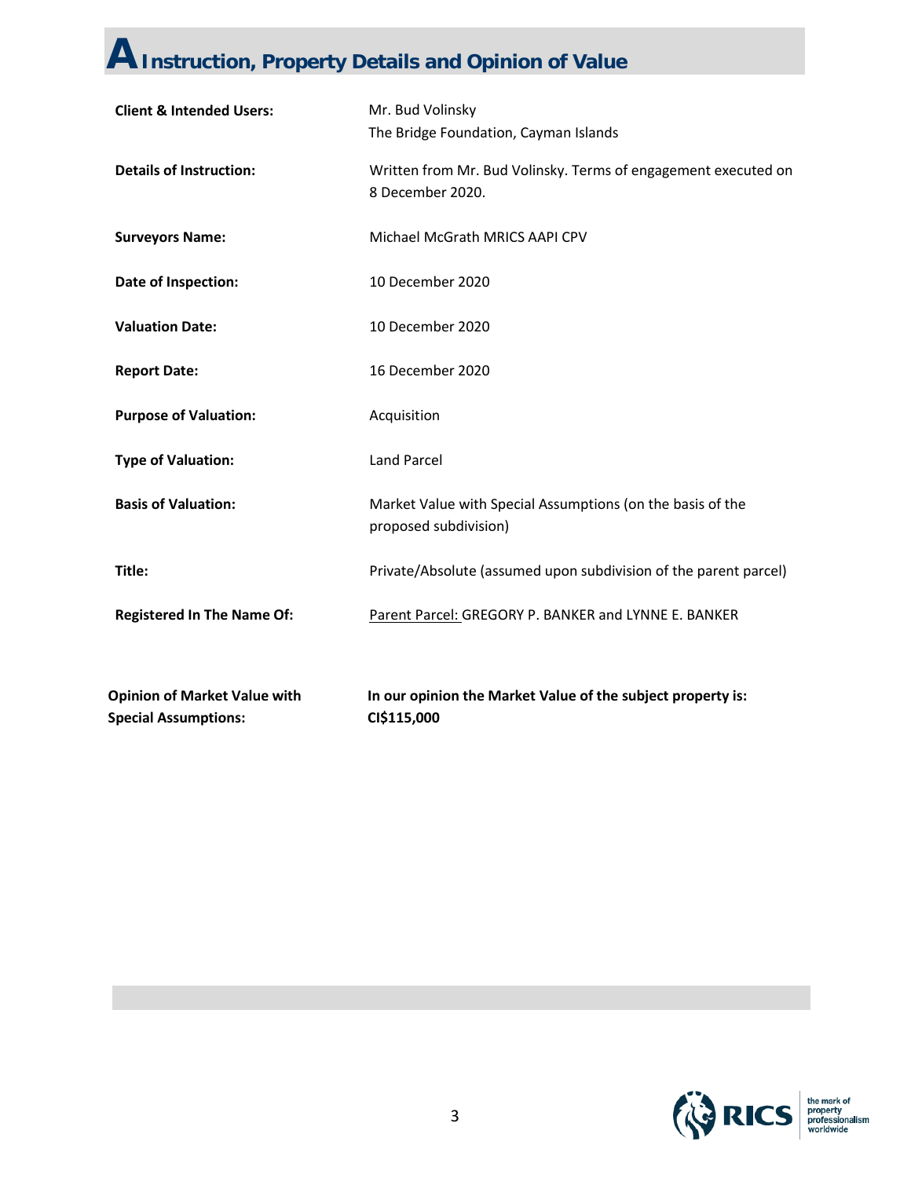# A Instruction, Property Details and Opinion of Value

| | |
|---|---|
| **Client & Intended Users:** | Mr. Bud Volinsky<br>The Bridge Foundation, Cayman Islands |
| **Details of Instruction:** | Written from Mr. Bud Volinsky. Terms of engagement executed on 8 December 2020. |
| **Surveyors Name:** | Michael McGrath MRICS AAPI CPV |
| **Date of Inspection:** | 10 December 2020 |
| **Valuation Date:** | 10 December 2020 |
| **Report Date:** | 16 December 2020 |
| **Purpose of Valuation:** | Acquisition |
| **Type of Valuation:** | Land Parcel |
| **Basis of Valuation:** | Market Value with Special Assumptions (on the basis of the proposed subdivision) |
| **Title:** | Private/Absolute (assumed upon subdivision of the parent parcel) |
| **Registered In The Name Of:** | Parent Parcel: GREGORY P. BANKER and LYNNE E. BANKER |
| **Opinion of Market Value with Special Assumptions:** | **In our opinion the Market Value of the subject property is: CI$115,000** |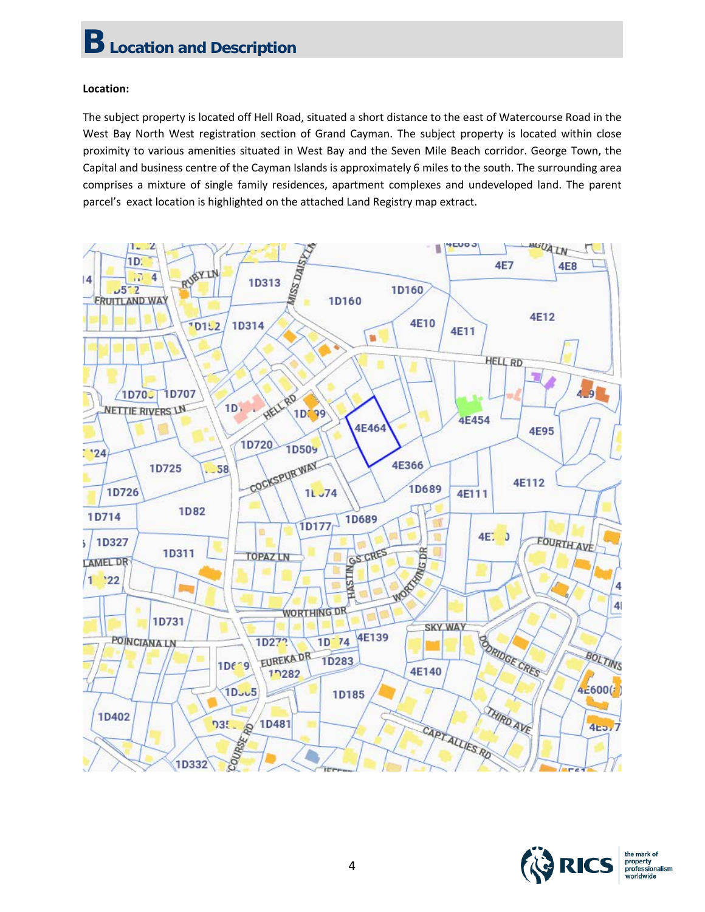# B Location and Description

**Location:**

The subject property is located off Hell Road, situated a short distance to the east of Watercourse Road in the West Bay North West registration section of Grand Cayman. The subject property is located within close proximity to various amenities situated in West Bay and the Seven Mile Beach corridor. George Town, the Capital and business centre of the Cayman Islands is approximately 6 miles to the south. The surrounding area comprises a mixture of single family residences, apartment complexes and undeveloped land. The parent parcel's exact location is highlighted on the attached Land Registry map extract.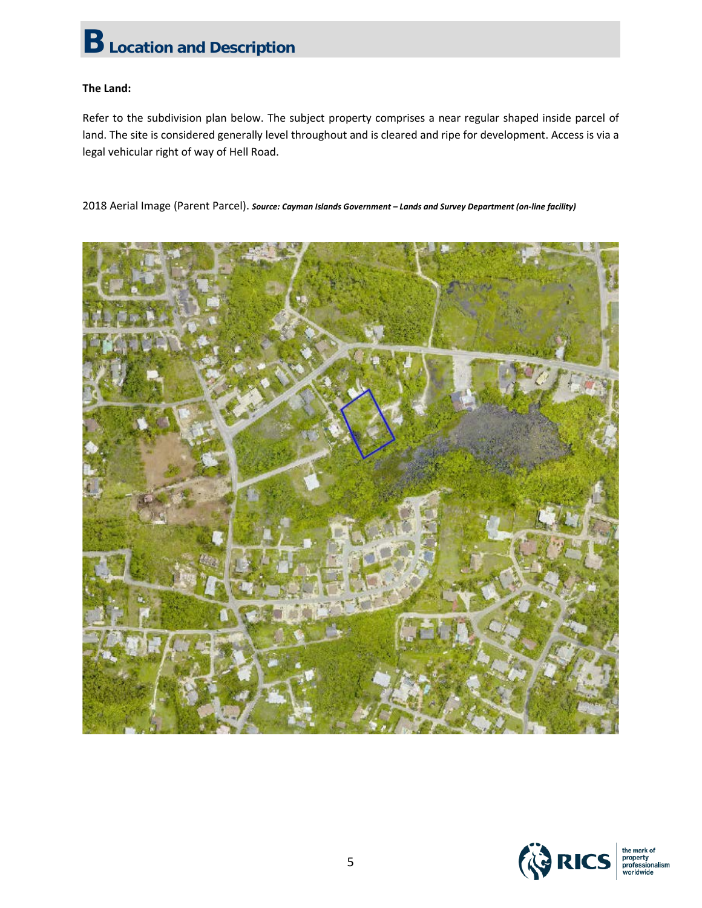# B Location and Description

**The Land:**

Refer to the subdivision plan below. The subject property comprises a near regular shaped inside parcel of land. The site is considered generally level throughout and is cleared and ripe for development. Access is via a legal vehicular right of way of Hell Road.

2018 Aerial Image (Parent Parcel). ***Source: Cayman Islands Government – Lands and Survey Department (on-line facility)***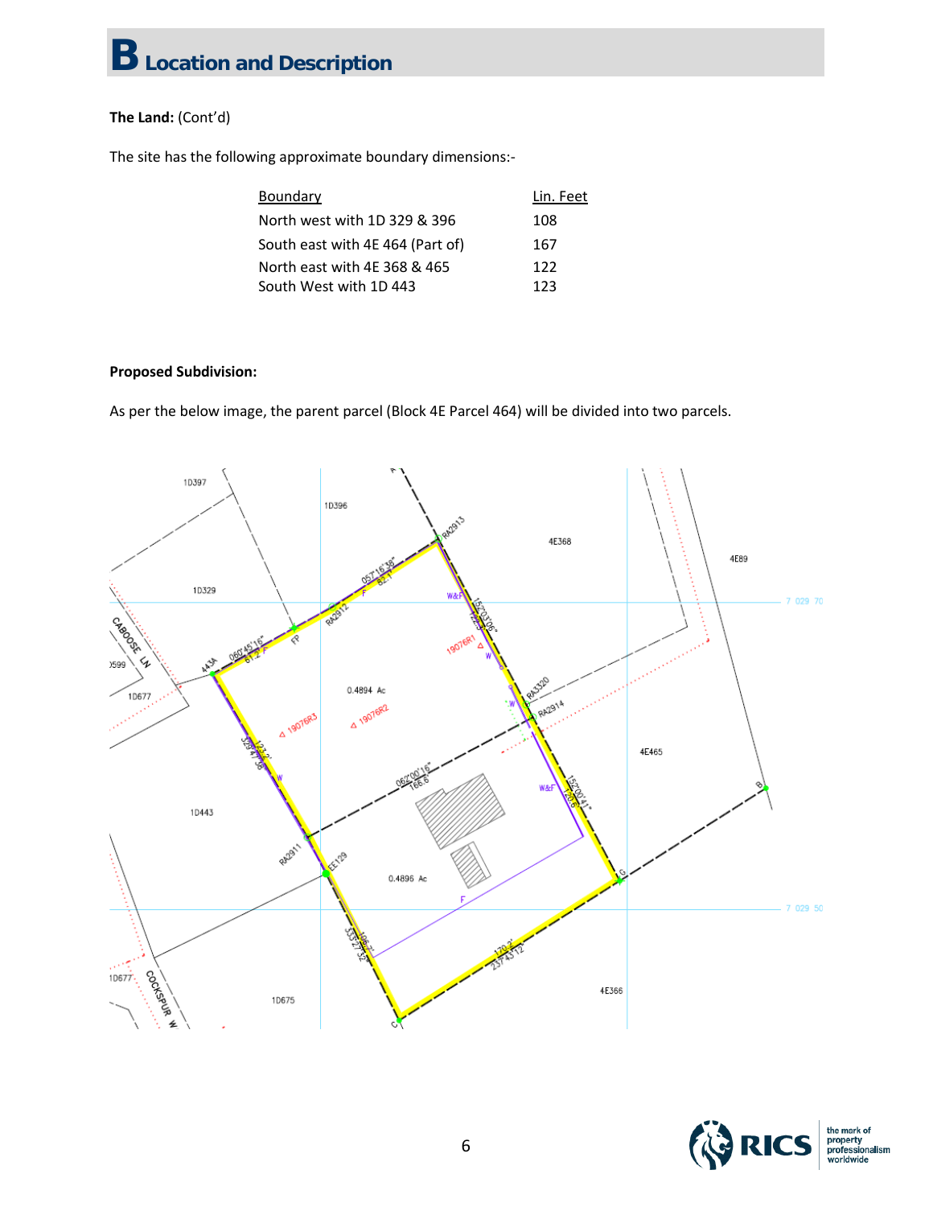# B Location and Description

**The Land:** (Cont'd)

The site has the following approximate boundary dimensions:-

| Boundary | Lin. Feet |
|---|---|
| North west with 1D 329 & 396 | 108 |
| South east with 4E 464 (Part of) | 167 |
| North east with 4E 368 & 465 | 122 |
| South West with 1D 443 | 123 |

**Proposed Subdivision:**

As per the below image, the parent parcel (Block 4E Parcel 464) will be divided into two parcels.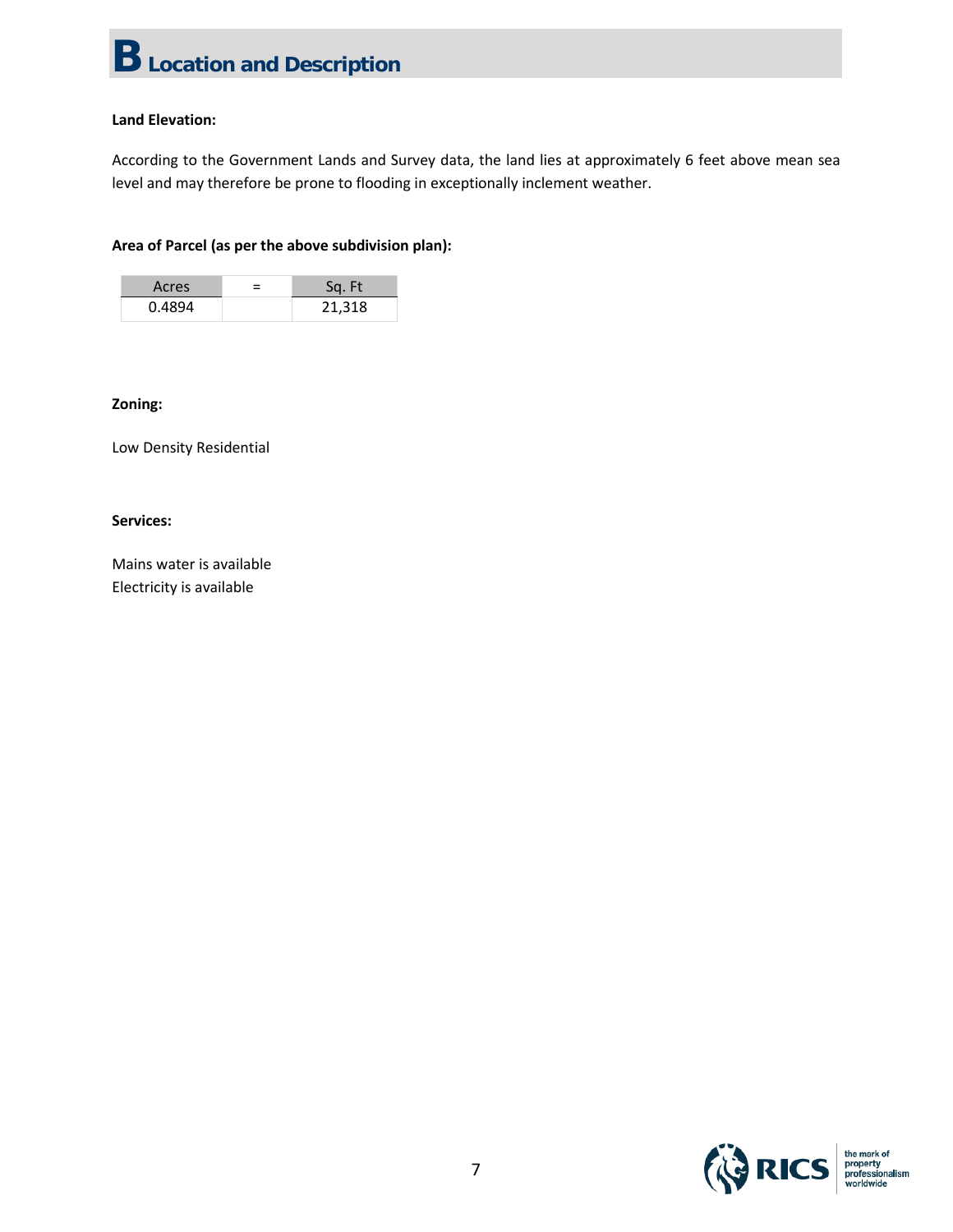# B Location and Description

**Land Elevation:**

According to the Government Lands and Survey data, the land lies at approximately 6 feet above mean sea level and may therefore be prone to flooding in exceptionally inclement weather.

**Area of Parcel (as per the above subdivision plan):**

| Acres | = | Sq. Ft |
|---|---|---|
| 0.4894 | | 21,318 |

**Zoning:**

Low Density Residential

**Services:**

Mains water is available
Electricity is available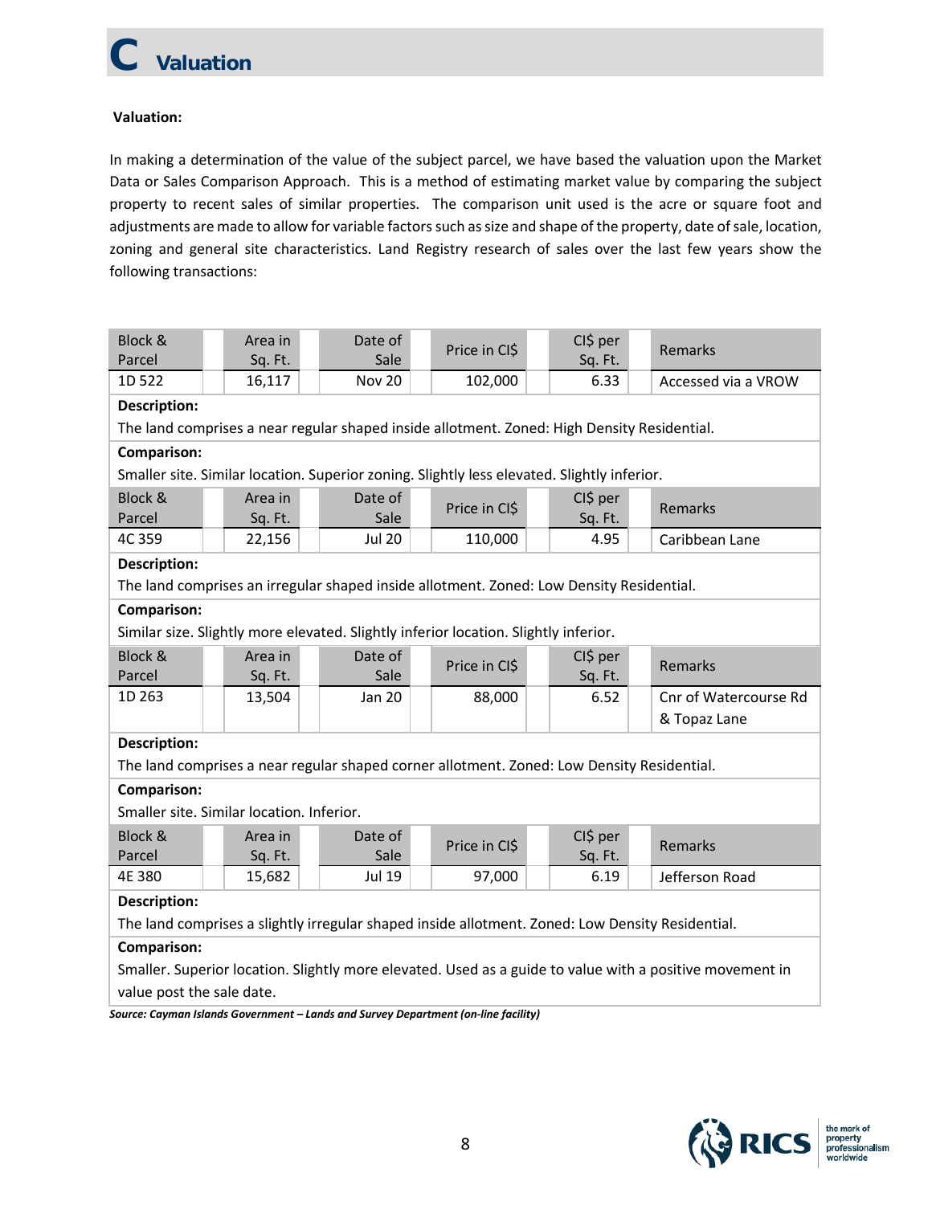# C Valuation

**Valuation:**

In making a determination of the value of the subject parcel, we have based the valuation upon the Market Data or Sales Comparison Approach. This is a method of estimating market value by comparing the subject property to recent sales of similar properties. The comparison unit used is the acre or square foot and adjustments are made to allow for variable factors such as size and shape of the property, date of sale, location, zoning and general site characteristics. Land Registry research of sales over the last few years show the following transactions:

| Block & Parcel | Area in Sq. Ft. | Date of Sale | Price in CI$ | CI$ per Sq. Ft. | Remarks |
|---|---|---|---|---|---|
| 1D 522 | 16,117 | Nov 20 | 102,000 | 6.33 | Accessed via a VROW |

**Description:**
The land comprises a near regular shaped inside allotment. Zoned: High Density Residential.

**Comparison:**
Smaller site. Similar location. Superior zoning. Slightly less elevated. Slightly inferior.

| Block & Parcel | Area in Sq. Ft. | Date of Sale | Price in CI$ | CI$ per Sq. Ft. | Remarks |
|---|---|---|---|---|---|
| 4C 359 | 22,156 | Jul 20 | 110,000 | 4.95 | Caribbean Lane |

**Description:**
The land comprises an irregular shaped inside allotment. Zoned: Low Density Residential.

**Comparison:**
Similar size. Slightly more elevated. Slightly inferior location. Slightly inferior.

| Block & Parcel | Area in Sq. Ft. | Date of Sale | Price in CI$ | CI$ per Sq. Ft. | Remarks |
|---|---|---|---|---|---|
| 1D 263 | 13,504 | Jan 20 | 88,000 | 6.52 | Cnr of Watercourse Rd & Topaz Lane |

**Description:**
The land comprises a near regular shaped corner allotment. Zoned: Low Density Residential.

**Comparison:**
Smaller site. Similar location. Inferior.

| Block & Parcel | Area in Sq. Ft. | Date of Sale | Price in CI$ | CI$ per Sq. Ft. | Remarks |
|---|---|---|---|---|---|
| 4E 380 | 15,682 | Jul 19 | 97,000 | 6.19 | Jefferson Road |

**Description:**
The land comprises a slightly irregular shaped inside allotment. Zoned: Low Density Residential.

**Comparison:**
Smaller. Superior location. Slightly more elevated. Used as a guide to value with a positive movement in value post the sale date.

*Source: Cayman Islands Government – Lands and Survey Department (on-line facility)*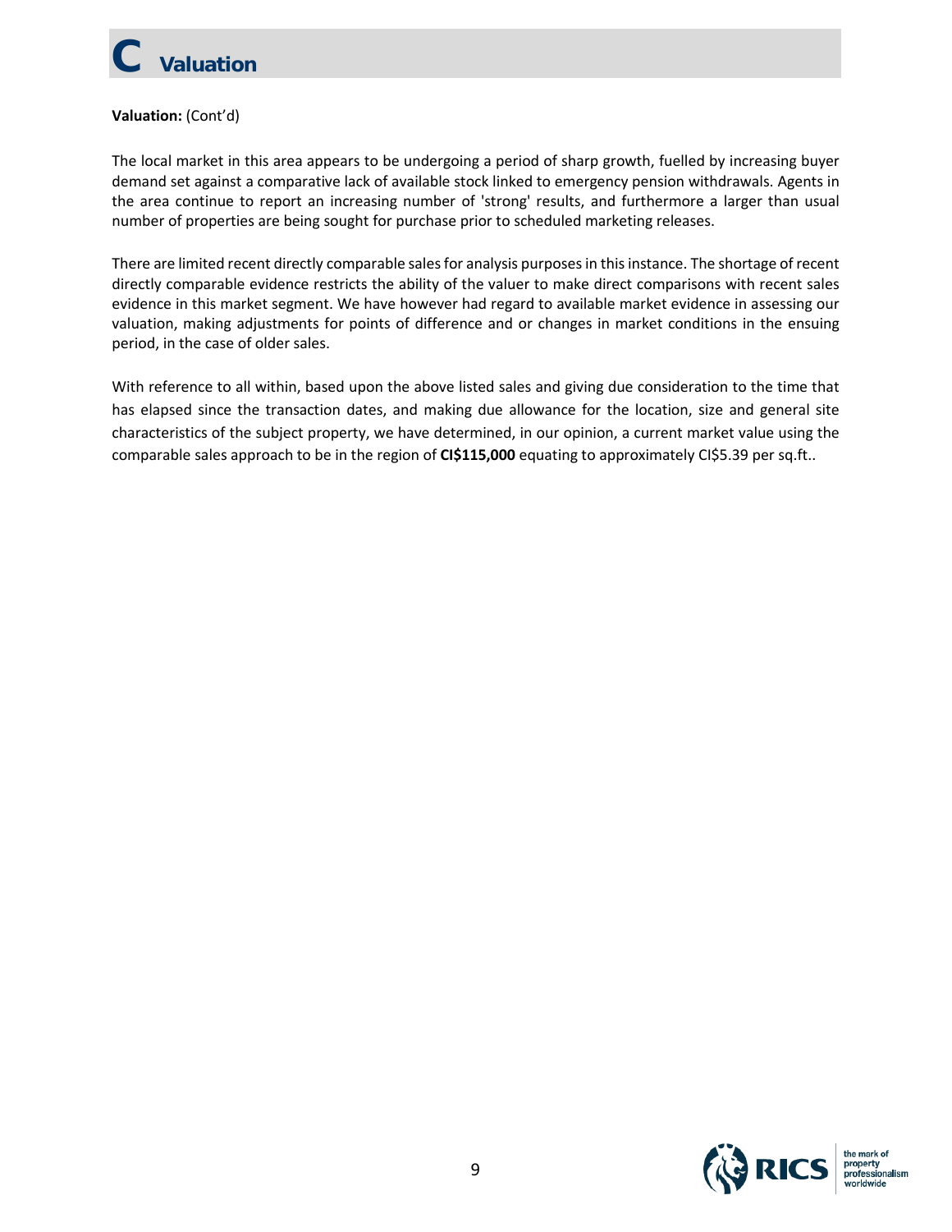# C Valuation

**Valuation:** (Cont'd)

The local market in this area appears to be undergoing a period of sharp growth, fuelled by increasing buyer demand set against a comparative lack of available stock linked to emergency pension withdrawals. Agents in the area continue to report an increasing number of 'strong' results, and furthermore a larger than usual number of properties are being sought for purchase prior to scheduled marketing releases.

There are limited recent directly comparable sales for analysis purposes in this instance. The shortage of recent directly comparable evidence restricts the ability of the valuer to make direct comparisons with recent sales evidence in this market segment. We have however had regard to available market evidence in assessing our valuation, making adjustments for points of difference and or changes in market conditions in the ensuing period, in the case of older sales.

With reference to all within, based upon the above listed sales and giving due consideration to the time that has elapsed since the transaction dates, and making due allowance for the location, size and general site characteristics of the subject property, we have determined, in our opinion, a current market value using the comparable sales approach to be in the region of **CI$115,000** equating to approximately CI$5.39 per sq.ft..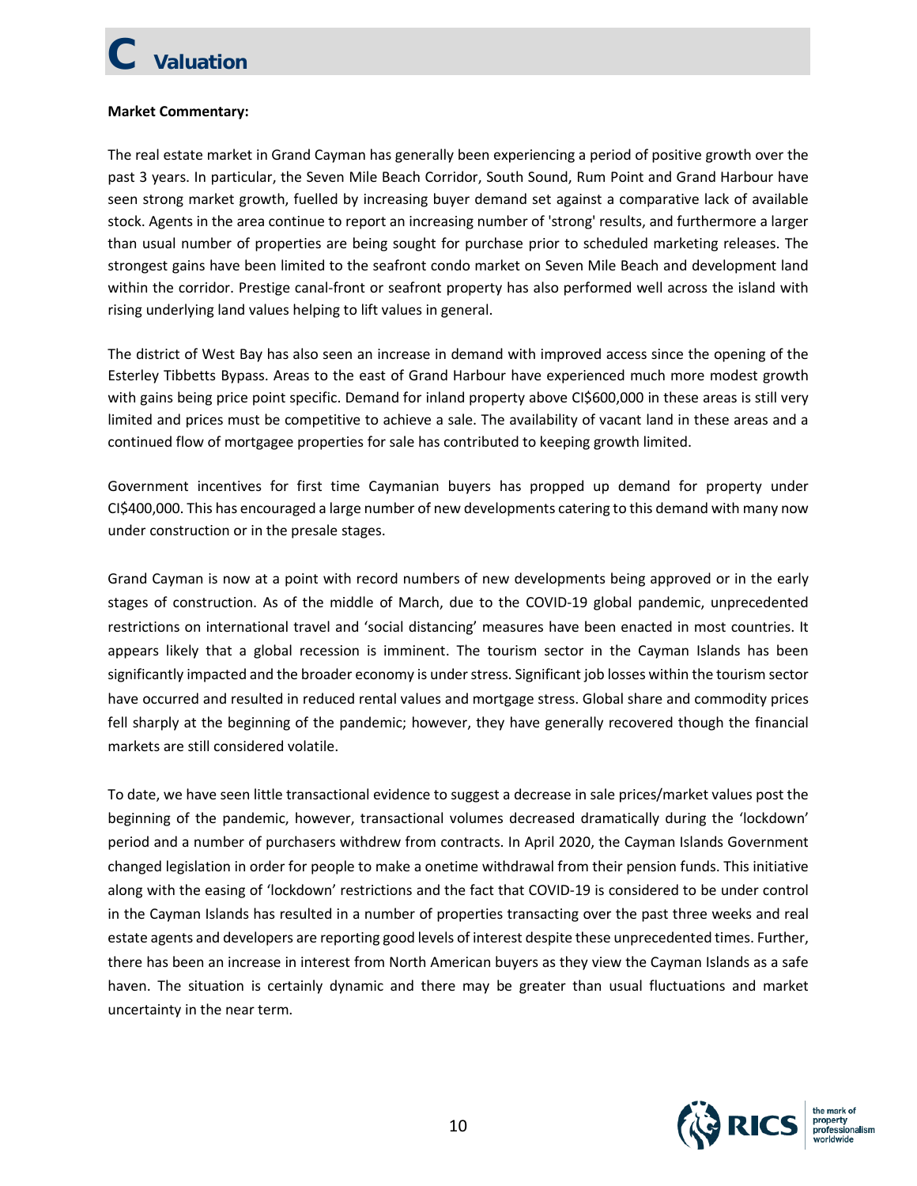# C Valuation

**Market Commentary:**

The real estate market in Grand Cayman has generally been experiencing a period of positive growth over the past 3 years. In particular, the Seven Mile Beach Corridor, South Sound, Rum Point and Grand Harbour have seen strong market growth, fuelled by increasing buyer demand set against a comparative lack of available stock. Agents in the area continue to report an increasing number of 'strong' results, and furthermore a larger than usual number of properties are being sought for purchase prior to scheduled marketing releases. The strongest gains have been limited to the seafront condo market on Seven Mile Beach and development land within the corridor. Prestige canal-front or seafront property has also performed well across the island with rising underlying land values helping to lift values in general.

The district of West Bay has also seen an increase in demand with improved access since the opening of the Esterley Tibbetts Bypass. Areas to the east of Grand Harbour have experienced much more modest growth with gains being price point specific. Demand for inland property above CI$600,000 in these areas is still very limited and prices must be competitive to achieve a sale. The availability of vacant land in these areas and a continued flow of mortgagee properties for sale has contributed to keeping growth limited.

Government incentives for first time Caymanian buyers has propped up demand for property under CI$400,000. This has encouraged a large number of new developments catering to this demand with many now under construction or in the presale stages.

Grand Cayman is now at a point with record numbers of new developments being approved or in the early stages of construction. As of the middle of March, due to the COVID-19 global pandemic, unprecedented restrictions on international travel and 'social distancing' measures have been enacted in most countries. It appears likely that a global recession is imminent. The tourism sector in the Cayman Islands has been significantly impacted and the broader economy is under stress. Significant job losses within the tourism sector have occurred and resulted in reduced rental values and mortgage stress. Global share and commodity prices fell sharply at the beginning of the pandemic; however, they have generally recovered though the financial markets are still considered volatile.

To date, we have seen little transactional evidence to suggest a decrease in sale prices/market values post the beginning of the pandemic, however, transactional volumes decreased dramatically during the 'lockdown' period and a number of purchasers withdrew from contracts. In April 2020, the Cayman Islands Government changed legislation in order for people to make a onetime withdrawal from their pension funds. This initiative along with the easing of 'lockdown' restrictions and the fact that COVID-19 is considered to be under control in the Cayman Islands has resulted in a number of properties transacting over the past three weeks and real estate agents and developers are reporting good levels of interest despite these unprecedented times. Further, there has been an increase in interest from North American buyers as they view the Cayman Islands as a safe haven. The situation is certainly dynamic and there may be greater than usual fluctuations and market uncertainty in the near term.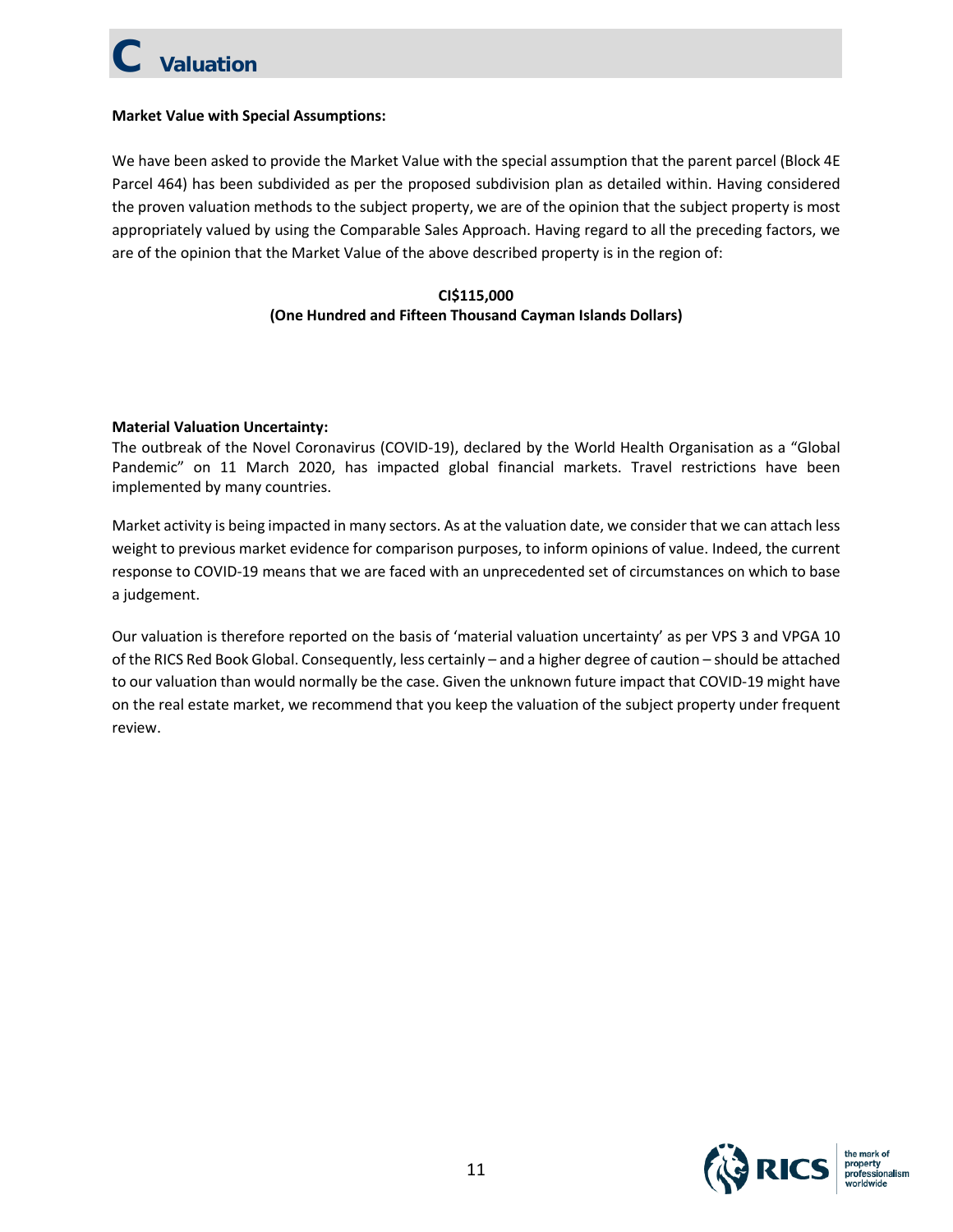# C Valuation

**Market Value with Special Assumptions:**

We have been asked to provide the Market Value with the special assumption that the parent parcel (Block 4E Parcel 464) has been subdivided as per the proposed subdivision plan as detailed within. Having considered the proven valuation methods to the subject property, we are of the opinion that the subject property is most appropriately valued by using the Comparable Sales Approach. Having regard to all the preceding factors, we are of the opinion that the Market Value of the above described property is in the region of:

**CI$115,000**
**(One Hundred and Fifteen Thousand Cayman Islands Dollars)**

**Material Valuation Uncertainty:**

The outbreak of the Novel Coronavirus (COVID-19), declared by the World Health Organisation as a "Global Pandemic" on 11 March 2020, has impacted global financial markets. Travel restrictions have been implemented by many countries.

Market activity is being impacted in many sectors. As at the valuation date, we consider that we can attach less weight to previous market evidence for comparison purposes, to inform opinions of value. Indeed, the current response to COVID-19 means that we are faced with an unprecedented set of circumstances on which to base a judgement.

Our valuation is therefore reported on the basis of 'material valuation uncertainty' as per VPS 3 and VPGA 10 of the RICS Red Book Global. Consequently, less certainly – and a higher degree of caution – should be attached to our valuation than would normally be the case. Given the unknown future impact that COVID-19 might have on the real estate market, we recommend that you keep the valuation of the subject property under frequent review.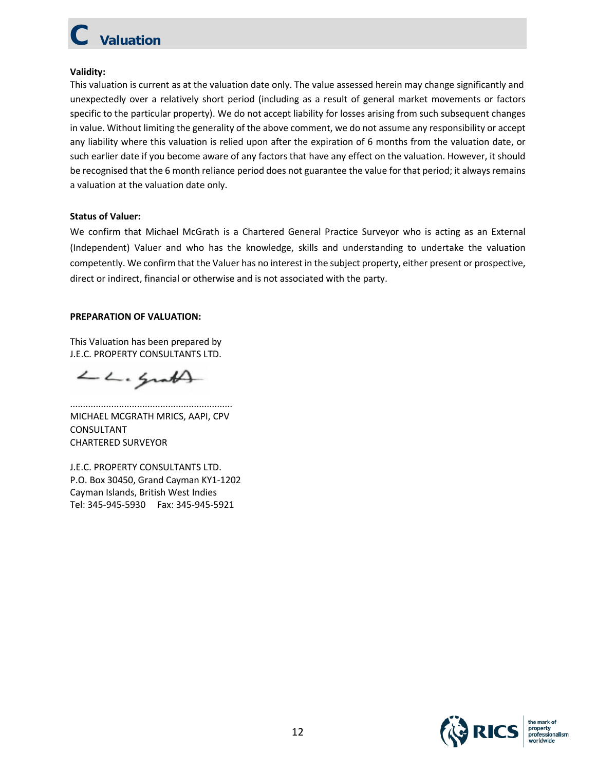# C Valuation

**Validity:**

This valuation is current as at the valuation date only. The value assessed herein may change significantly and unexpectedly over a relatively short period (including as a result of general market movements or factors specific to the particular property). We do not accept liability for losses arising from such subsequent changes in value. Without limiting the generality of the above comment, we do not assume any responsibility or accept any liability where this valuation is relied upon after the expiration of 6 months from the valuation date, or such earlier date if you become aware of any factors that have any effect on the valuation. However, it should be recognised that the 6 month reliance period does not guarantee the value for that period; it always remains a valuation at the valuation date only.

**Status of Valuer:**

We confirm that Michael McGrath is a Chartered General Practice Surveyor who is acting as an External (Independent) Valuer and who has the knowledge, skills and understanding to undertake the valuation competently. We confirm that the Valuer has no interest in the subject property, either present or prospective, direct or indirect, financial or otherwise and is not associated with the party.

**PREPARATION OF VALUATION:**

This Valuation has been prepared by
J.E.C. PROPERTY CONSULTANTS LTD.

..............................................................
MICHAEL MCGRATH MRICS, AAPI, CPV
CONSULTANT
CHARTERED SURVEYOR

J.E.C. PROPERTY CONSULTANTS LTD.
P.O. Box 30450, Grand Cayman KY1-1202
Cayman Islands, British West Indies
Tel: 345-945-5930 Fax: 345-945-5921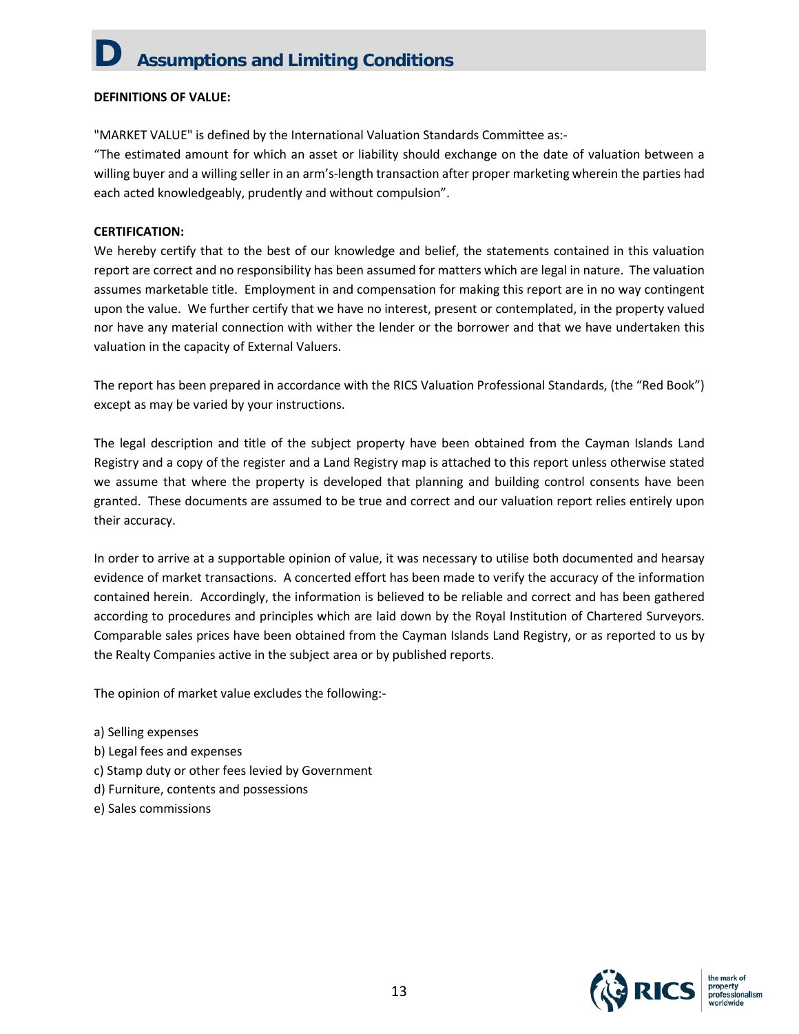# D Assumptions and Limiting Conditions

**DEFINITIONS OF VALUE:**

"MARKET VALUE" is defined by the International Valuation Standards Committee as:-

"The estimated amount for which an asset or liability should exchange on the date of valuation between a willing buyer and a willing seller in an arm's-length transaction after proper marketing wherein the parties had each acted knowledgeably, prudently and without compulsion".

**CERTIFICATION:**

We hereby certify that to the best of our knowledge and belief, the statements contained in this valuation report are correct and no responsibility has been assumed for matters which are legal in nature. The valuation assumes marketable title. Employment in and compensation for making this report are in no way contingent upon the value. We further certify that we have no interest, present or contemplated, in the property valued nor have any material connection with wither the lender or the borrower and that we have undertaken this valuation in the capacity of External Valuers.

The report has been prepared in accordance with the RICS Valuation Professional Standards, (the "Red Book") except as may be varied by your instructions.

The legal description and title of the subject property have been obtained from the Cayman Islands Land Registry and a copy of the register and a Land Registry map is attached to this report unless otherwise stated we assume that where the property is developed that planning and building control consents have been granted. These documents are assumed to be true and correct and our valuation report relies entirely upon their accuracy.

In order to arrive at a supportable opinion of value, it was necessary to utilise both documented and hearsay evidence of market transactions. A concerted effort has been made to verify the accuracy of the information contained herein. Accordingly, the information is believed to be reliable and correct and has been gathered according to procedures and principles which are laid down by the Royal Institution of Chartered Surveyors. Comparable sales prices have been obtained from the Cayman Islands Land Registry, or as reported to us by the Realty Companies active in the subject area or by published reports.

The opinion of market value excludes the following:-

a) Selling expenses
b) Legal fees and expenses
c) Stamp duty or other fees levied by Government
d) Furniture, contents and possessions
e) Sales commissions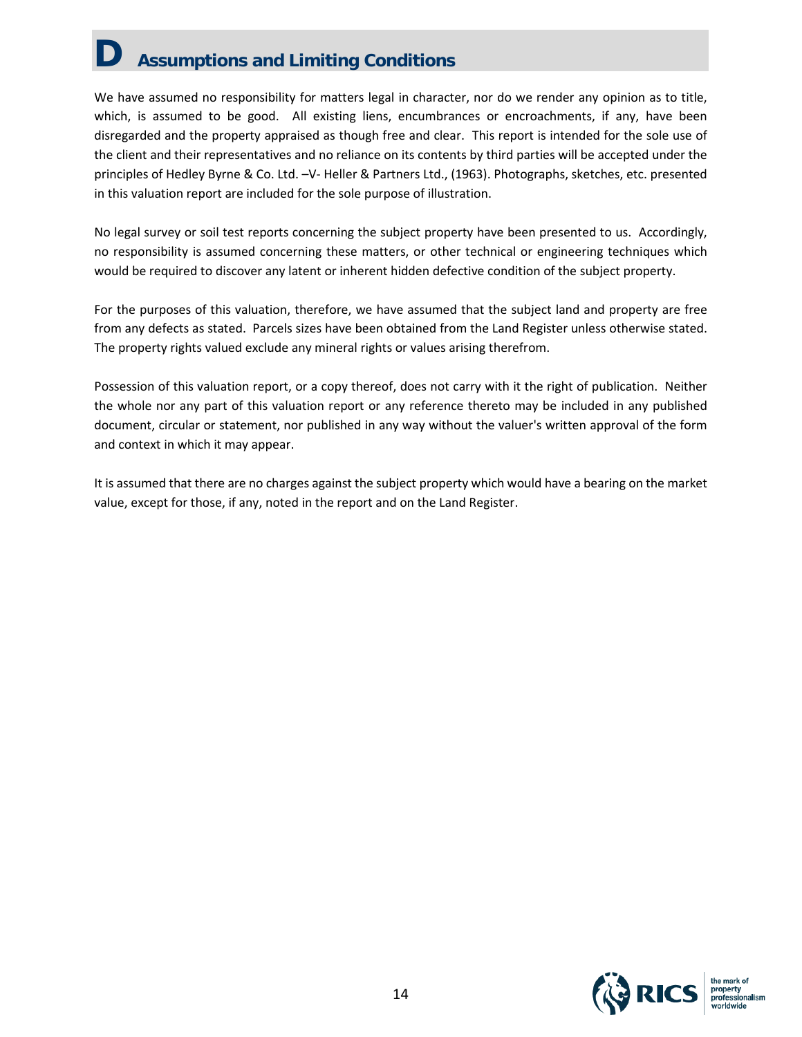# D Assumptions and Limiting Conditions

We have assumed no responsibility for matters legal in character, nor do we render any opinion as to title, which, is assumed to be good. All existing liens, encumbrances or encroachments, if any, have been disregarded and the property appraised as though free and clear. This report is intended for the sole use of the client and their representatives and no reliance on its contents by third parties will be accepted under the principles of Hedley Byrne & Co. Ltd. –V- Heller & Partners Ltd., (1963). Photographs, sketches, etc. presented in this valuation report are included for the sole purpose of illustration.

No legal survey or soil test reports concerning the subject property have been presented to us. Accordingly, no responsibility is assumed concerning these matters, or other technical or engineering techniques which would be required to discover any latent or inherent hidden defective condition of the subject property.

For the purposes of this valuation, therefore, we have assumed that the subject land and property are free from any defects as stated. Parcels sizes have been obtained from the Land Register unless otherwise stated. The property rights valued exclude any mineral rights or values arising therefrom.

Possession of this valuation report, or a copy thereof, does not carry with it the right of publication. Neither the whole nor any part of this valuation report or any reference thereto may be included in any published document, circular or statement, nor published in any way without the valuer's written approval of the form and context in which it may appear.

It is assumed that there are no charges against the subject property which would have a bearing on the market value, except for those, if any, noted in the report and on the Land Register.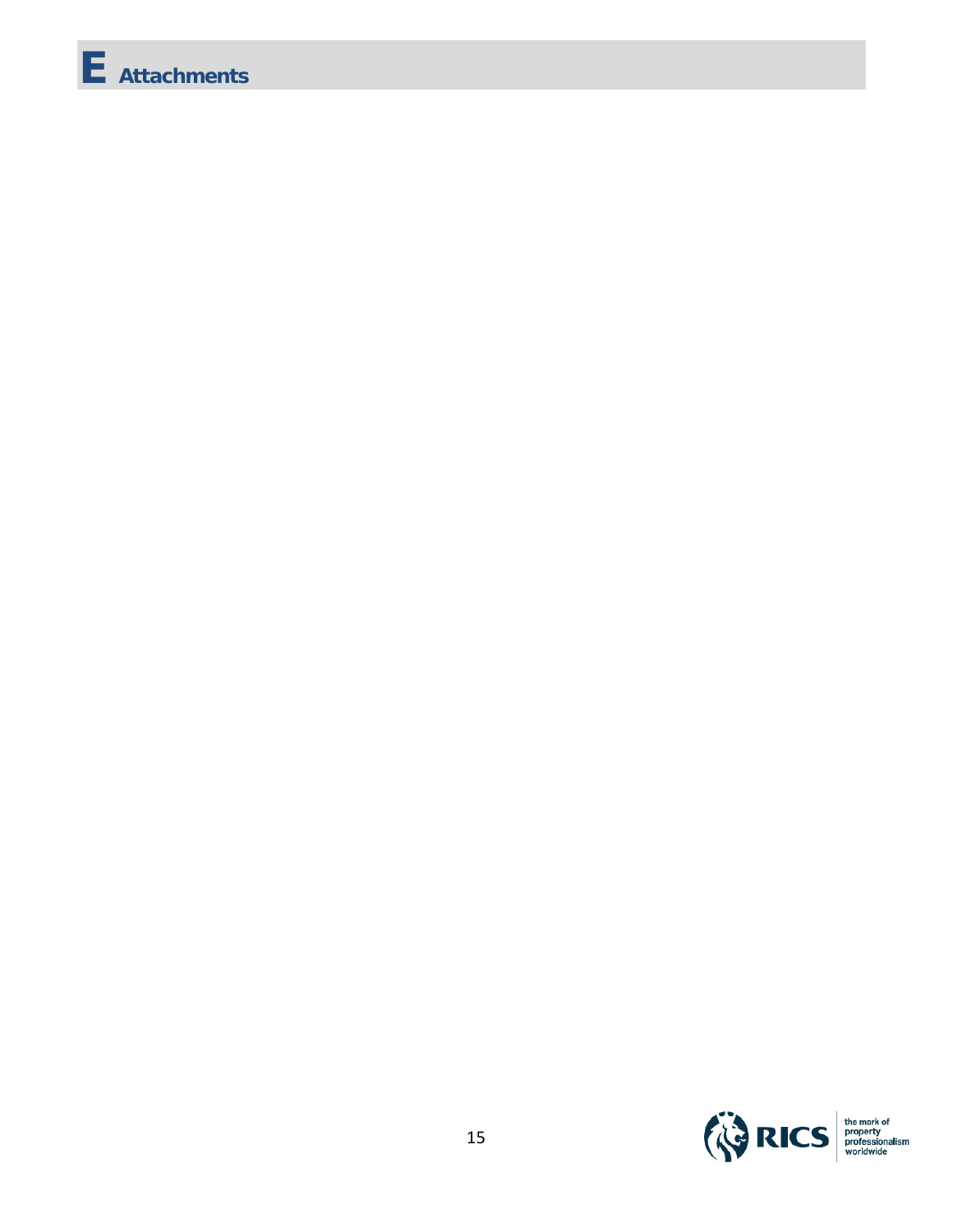# E Attachments